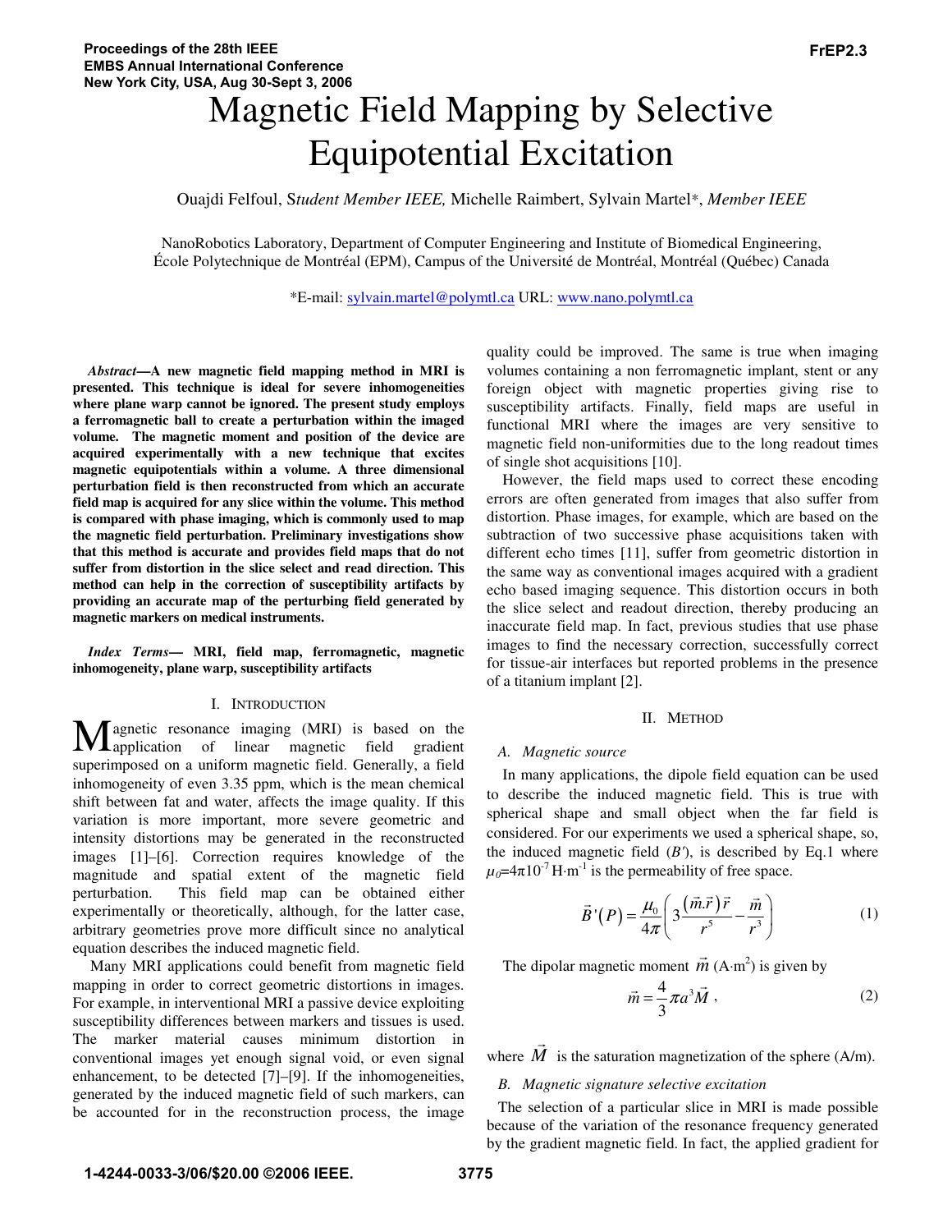# Magnetic Field Mapping by Selective Equipotential Excitation

Ouajdi Felfoul, *Student Member IEEE,* Michelle Raimbert, Sylvain Martel*, *Member IEEE*

NanoRobotics Laboratory, Department of Computer Engineering and Institute of Biomedical Engineering, École Polytechnique de Montréal (EPM), Campus of the Université de Montréal, Montréal (Québec) Canada

*E-mail: sylvain.martel@polymtl.ca URL: www.nano.polymtl.ca

***Abstract*—A new magnetic field mapping method in MRI is presented. This technique is ideal for severe inhomogeneities where plane warp cannot be ignored. The present study employs a ferromagnetic ball to create a perturbation within the imaged volume. The magnetic moment and position of the device are acquired experimentally with a new technique that excites magnetic equipotentials within a volume. A three dimensional perturbation field is then reconstructed from which an accurate field map is acquired for any slice within the volume. This method is compared with phase imaging, which is commonly used to map the magnetic field perturbation. Preliminary investigations show that this method is accurate and provides field maps that do not suffer from distortion in the slice select and read direction. This method can help in the correction of susceptibility artifacts by providing an accurate map of the perturbing field generated by magnetic markers on medical instruments.**

***Index Terms*— MRI, field map, ferromagnetic, magnetic inhomogeneity, plane warp, susceptibility artifacts**

## I. Introduction

Magnetic resonance imaging (MRI) is based on the application of linear magnetic field gradient superimposed on a uniform magnetic field. Generally, a field inhomogeneity of even 3.35 ppm, which is the mean chemical shift between fat and water, affects the image quality. If this variation is more important, more severe geometric and intensity distortions may be generated in the reconstructed images [1]–[6]. Correction requires knowledge of the magnitude and spatial extent of the magnetic field perturbation. This field map can be obtained either experimentally or theoretically, although, for the latter case, arbitrary geometries prove more difficult since no analytical equation describes the induced magnetic field.

Many MRI applications could benefit from magnetic field mapping in order to correct geometric distortions in images. For example, in interventional MRI a passive device exploiting susceptibility differences between markers and tissues is used. The marker material causes minimum distortion in conventional images yet enough signal void, or even signal enhancement, to be detected [7]–[9]. If the inhomogeneities, generated by the induced magnetic field of such markers, can be accounted for in the reconstruction process, the image quality could be improved. The same is true when imaging volumes containing a non ferromagnetic implant, stent or any foreign object with magnetic properties giving rise to susceptibility artifacts. Finally, field maps are useful in functional MRI where the images are very sensitive to magnetic field non-uniformities due to the long readout times of single shot acquisitions [10].

However, the field maps used to correct these encoding errors are often generated from images that also suffer from distortion. Phase images, for example, which are based on the subtraction of two successive phase acquisitions taken with different echo times [11], suffer from geometric distortion in the same way as conventional images acquired with a gradient echo based imaging sequence. This distortion occurs in both the slice select and readout direction, thereby producing an inaccurate field map. In fact, previous studies that use phase images to find the necessary correction, successfully correct for tissue-air interfaces but reported problems in the presence of a titanium implant [2].

## II. Method

### A. Magnetic source

In many applications, the dipole field equation can be used to describe the induced magnetic field. This is true with spherical shape and small object when the far field is considered. For our experiments we used a spherical shape, so, the induced magnetic field ($B'$), is described by Eq.1 where $\mu_0=4\pi 10^{-7}$ H·m$^{-1}$ is the permeability of free space.

$$\vec{B}'(P)=\frac{\mu_0}{4\pi}\left(3\frac{(\vec{m}.\vec{r})\vec{r}}{r^5}-\frac{\vec{m}}{r^3}\right) \tag{1}$$

The dipolar magnetic moment $\vec{m}$ (A·m$^2$) is given by

$$\vec{m}=\frac{4}{3}\pi a^3\vec{M}\ , \tag{2}$$

where $\vec{M}$ is the saturation magnetization of the sphere (A/m).

### B. Magnetic signature selective excitation

The selection of a particular slice in MRI is made possible because of the variation of the resonance frequency generated by the gradient magnetic field. In fact, the applied gradient for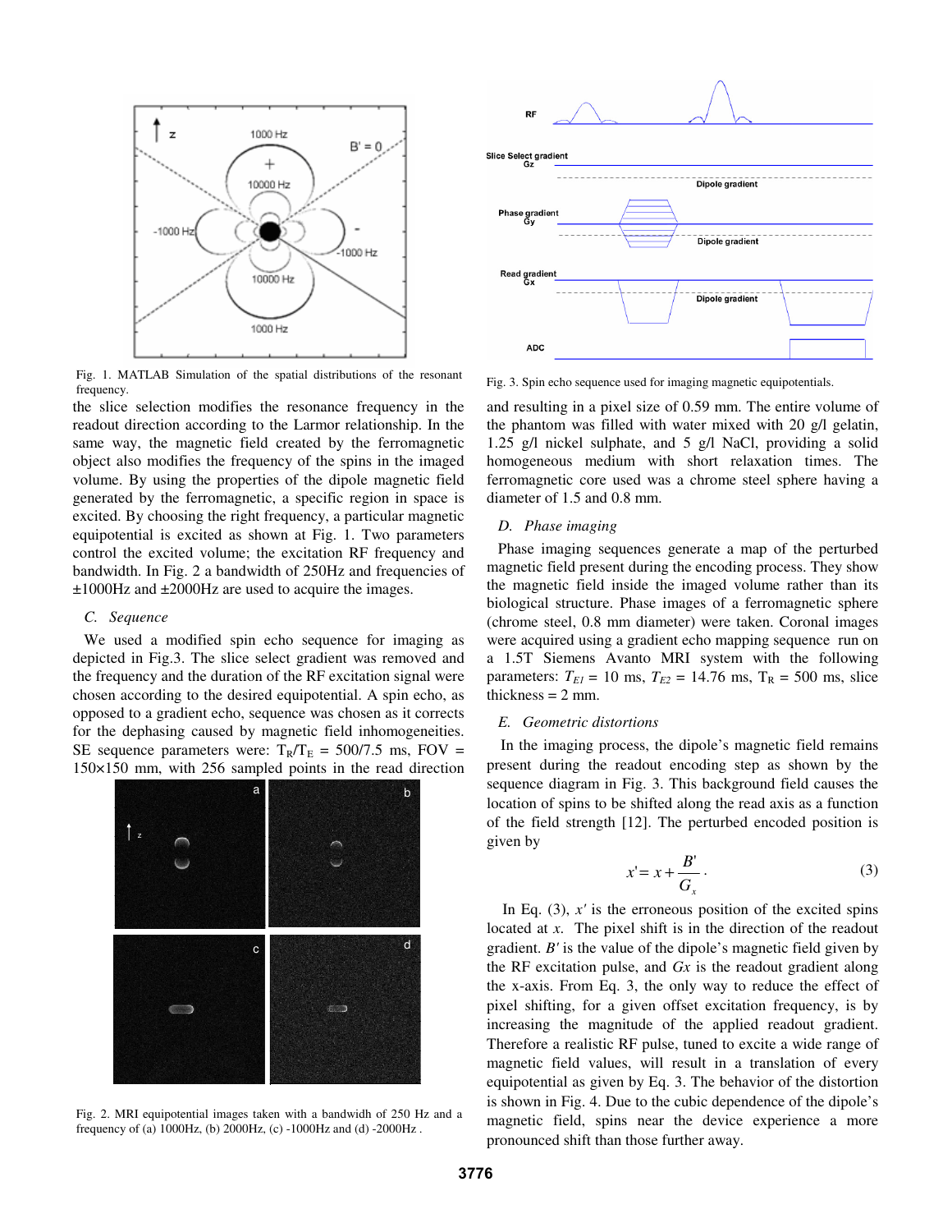Fig. 1. MATLAB Simulation of the spatial distributions of the resonant frequency.

the slice selection modifies the resonance frequency in the readout direction according to the Larmor relationship. In the same way, the magnetic field created by the ferromagnetic object also modifies the frequency of the spins in the imaged volume. By using the properties of the dipole magnetic field generated by the ferromagnetic, a specific region in space is excited. By choosing the right frequency, a particular magnetic equipotential is excited as shown at Fig. 1. Two parameters control the excited volume; the excitation RF frequency and bandwidth. In Fig. 2 a bandwidth of 250Hz and frequencies of ±1000Hz and ±2000Hz are used to acquire the images.

### C. Sequence

We used a modified spin echo sequence for imaging as depicted in Fig.3. The slice select gradient was removed and the frequency and the duration of the RF excitation signal were chosen according to the desired equipotential. A spin echo, as opposed to a gradient echo, sequence was chosen as it corrects for the dephasing caused by magnetic field inhomogeneities. SE sequence parameters were: $T_R/T_E$ = 500/7.5 ms, FOV = 150×150 mm, with 256 sampled points in the read direction and resulting in a pixel size of 0.59 mm. The entire volume of the phantom was filled with water mixed with 20 g/l gelatin, 1.25 g/l nickel sulphate, and 5 g/l NaCl, providing a solid homogeneous medium with short relaxation times. The ferromagnetic core used was a chrome steel sphere having a diameter of 1.5 and 0.8 mm.

Fig. 2. MRI equipotential images taken with a bandwidh of 250 Hz and a frequency of (a) 1000Hz, (b) 2000Hz, (c) -1000Hz and (d) -2000Hz .

Fig. 3. Spin echo sequence used for imaging magnetic equipotentials.

### D. Phase imaging

Phase imaging sequences generate a map of the perturbed magnetic field present during the encoding process. They show the magnetic field inside the imaged volume rather than its biological structure. Phase images of a ferromagnetic sphere (chrome steel, 0.8 mm diameter) were taken. Coronal images were acquired using a gradient echo mapping sequence run on a 1.5T Siemens Avanto MRI system with the following parameters: $T_{E1}$ = 10 ms, $T_{E2}$ = 14.76 ms, $T_R$ = 500 ms, slice thickness = 2 mm.

### E. Geometric distortions

In the imaging process, the dipole's magnetic field remains present during the readout encoding step as shown by the sequence diagram in Fig. 3. This background field causes the location of spins to be shifted along the read axis as a function of the field strength [12]. The perturbed encoded position is given by

$$x' = x + \frac{B'}{G_x} . \tag{3}$$

In Eq. (3), $x'$ is the erroneous position of the excited spins located at $x$. The pixel shift is in the direction of the readout gradient. $B'$ is the value of the dipole's magnetic field given by the RF excitation pulse, and $Gx$ is the readout gradient along the x-axis. From Eq. 3, the only way to reduce the effect of pixel shifting, for a given offset excitation frequency, is by increasing the magnitude of the applied readout gradient. Therefore a realistic RF pulse, tuned to excite a wide range of magnetic field values, will result in a translation of every equipotential as given by Eq. 3. The behavior of the distortion is shown in Fig. 4. Due to the cubic dependence of the dipole's magnetic field, spins near the device experience a more pronounced shift than those further away.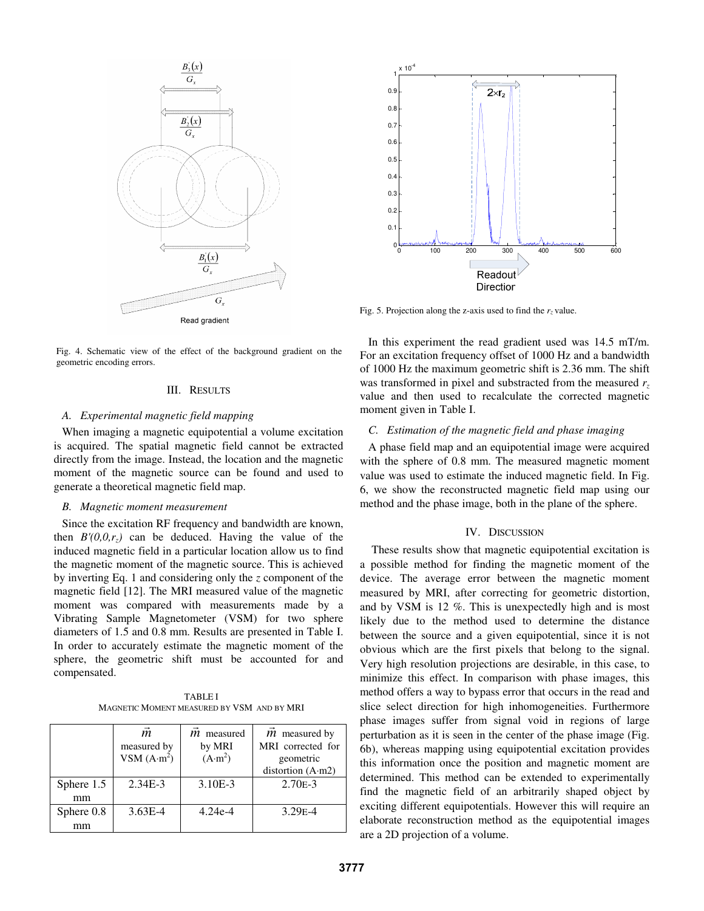Fig. 4. Schematic view of the effect of the background gradient on the geometric encoding errors.

Fig. 5. Projection along the z-axis used to find the $r_z$ value.

## III. Results

### A. Experimental magnetic field mapping

When imaging a magnetic equipotential a volume excitation is acquired. The spatial magnetic field cannot be extracted directly from the image. Instead, the location and the magnetic moment of the magnetic source can be found and used to generate a theoretical magnetic field map.

### B. Magnetic moment measurement

Since the excitation RF frequency and bandwidth are known, then $B'(0,0,r_z)$ can be deduced. Having the value of the induced magnetic field in a particular location allow us to find the magnetic moment of the magnetic source. This is achieved by inverting Eq. 1 and considering only the $z$ component of the magnetic field [12]. The MRI measured value of the magnetic moment was compared with measurements made by a Vibrating Sample Magnetometer (VSM) for two sphere diameters of 1.5 and 0.8 mm. Results are presented in Table I. In order to accurately estimate the magnetic moment of the sphere, the geometric shift must be accounted for and compensated.

TABLE I
MAGNETIC MOMENT MEASURED BY VSM AND BY MRI

| | $\vec{m}$ measured by VSM ($A{\cdot}m^2$) | $\vec{m}$ measured by MRI ($A{\cdot}m^2$) | $\vec{m}$ measured by MRI corrected for geometric distortion (A·m2) |
|---|---|---|---|
| Sphere 1.5 mm | 2.34E-3 | 3.10E-3 | 2.70E-3 |
| Sphere 0.8 mm | 3.63E-4 | 4.24e-4 | 3.29E-4 |

In this experiment the read gradient used was 14.5 mT/m. For an excitation frequency offset of 1000 Hz and a bandwidth of 1000 Hz the maximum geometric shift is 2.36 mm. The shift was transformed in pixel and substracted from the measured $r_z$ value and then used to recalculate the corrected magnetic moment given in Table I.

### C. Estimation of the magnetic field and phase imaging

A phase field map and an equipotential image were acquired with the sphere of 0.8 mm. The measured magnetic moment value was used to estimate the induced magnetic field. In Fig. 6, we show the reconstructed magnetic field map using our method and the phase image, both in the plane of the sphere.

## IV. Discussion

These results show that magnetic equipotential excitation is a possible method for finding the magnetic moment of the device. The average error between the magnetic moment measured by MRI, after correcting for geometric distortion, and by VSM is 12 %. This is unexpectedly high and is most likely due to the method used to determine the distance between the source and a given equipotential, since it is not obvious which are the first pixels that belong to the signal. Very high resolution projections are desirable, in this case, to minimize this effect. In comparison with phase images, this method offers a way to bypass error that occurs in the read and slice select direction for high inhomogeneities. Furthermore phase images suffer from signal void in regions of large perturbation as it is seen in the center of the phase image (Fig. 6b), whereas mapping using equipotential excitation provides this information once the position and magnetic moment are determined. This method can be extended to experimentally find the magnetic field of an arbitrarily shaped object by exciting different equipotentials. However this will require an elaborate reconstruction method as the equipotential images are a 2D projection of a volume.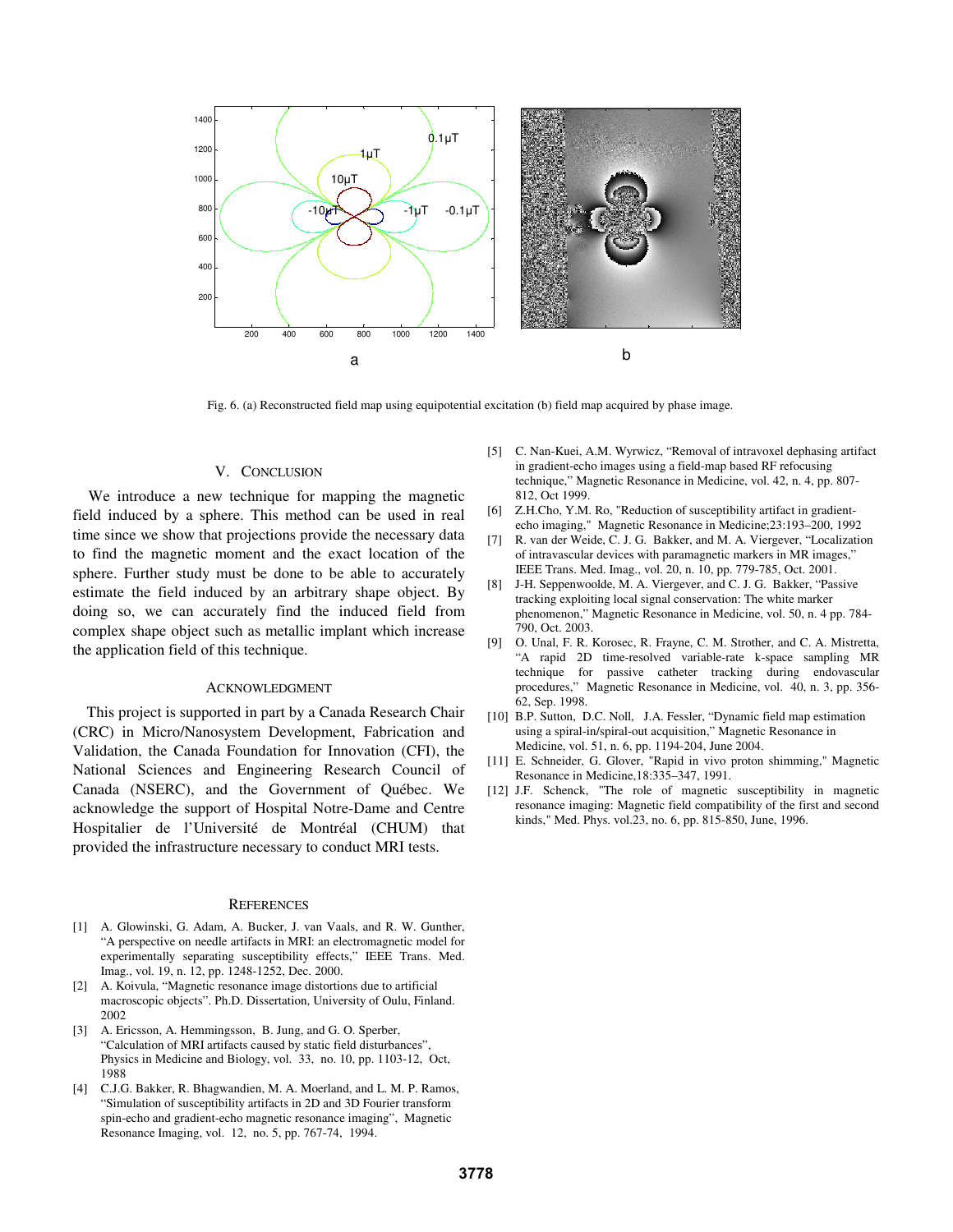1400
1200
1000
800
600
400
200

200 400 600 800 1000 1200 1400

0.1μT
1μT
10μT
-10μT
-1μT
-0.1μT

a

b

Fig. 6. (a) Reconstructed field map using equipotential excitation (b) field map acquired by phase image.

## V. Conclusion

We introduce a new technique for mapping the magnetic field induced by a sphere. This method can be used in real time since we show that projections provide the necessary data to find the magnetic moment and the exact location of the sphere. Further study must be done to be able to accurately estimate the field induced by an arbitrary shape object. By doing so, we can accurately find the induced field from complex shape object such as metallic implant which increase the application field of this technique.

## Acknowledgment

This project is supported in part by a Canada Research Chair (CRC) in Micro/Nanosystem Development, Fabrication and Validation, the Canada Foundation for Innovation (CFI), the National Sciences and Engineering Research Council of Canada (NSERC), and the Government of Québec. We acknowledge the support of Hospital Notre-Dame and Centre Hospitalier de l'Université de Montréal (CHUM) that provided the infrastructure necessary to conduct MRI tests.

## References

[1] A. Glowinski, G. Adam, A. Bucker, J. van Vaals, and R. W. Gunther, "A perspective on needle artifacts in MRI: an electromagnetic model for experimentally separating susceptibility effects," IEEE Trans. Med. Imag., vol. 19, n. 12, pp. 1248-1252, Dec. 2000.

[2] A. Koivula, "Magnetic resonance image distortions due to artificial macroscopic objects". Ph.D. Dissertation, University of Oulu, Finland. 2002

[3] A. Ericsson, A. Hemmingsson, B. Jung, and G. O. Sperber, "Calculation of MRI artifacts caused by static field disturbances", Physics in Medicine and Biology, vol. 33, no. 10, pp. 1103-12, Oct, 1988

[4] C.J.G. Bakker, R. Bhagwandien, M. A. Moerland, and L. M. P. Ramos, "Simulation of susceptibility artifacts in 2D and 3D Fourier transform spin-echo and gradient-echo magnetic resonance imaging", Magnetic Resonance Imaging, vol. 12, no. 5, pp. 767-74, 1994.

[5] C. Nan-Kuei, A.M. Wyrwicz, "Removal of intravoxel dephasing artifact in gradient-echo images using a field-map based RF refocusing technique," Magnetic Resonance in Medicine, vol. 42, n. 4, pp. 807-812, Oct 1999.

[6] Z.H.Cho, Y.M. Ro, "Reduction of susceptibility artifact in gradient-echo imaging," Magnetic Resonance in Medicine;23:193–200, 1992

[7] R. van der Weide, C. J. G. Bakker, and M. A. Viergever, "Localization of intravascular devices with paramagnetic markers in MR images," IEEE Trans. Med. Imag., vol. 20, n. 10, pp. 779-785, Oct. 2001.

[8] J-H. Seppenwoolde, M. A. Viergever, and C. J. G. Bakker, "Passive tracking exploiting local signal conservation: The white marker phenomenon," Magnetic Resonance in Medicine, vol. 50, n. 4 pp. 784-790, Oct. 2003.

[9] O. Unal, F. R. Korosec, R. Frayne, C. M. Strother, and C. A. Mistretta, "A rapid 2D time-resolved variable-rate k-space sampling MR technique for passive catheter tracking during endovascular procedures," Magnetic Resonance in Medicine, vol. 40, n. 3, pp. 356-62, Sep. 1998.

[10] B.P. Sutton, D.C. Noll, J.A. Fessler, "Dynamic field map estimation using a spiral-in/spiral-out acquisition," Magnetic Resonance in Medicine, vol. 51, n. 6, pp. 1194-204, June 2004.

[11] E. Schneider, G. Glover, "Rapid in vivo proton shimming," Magnetic Resonance in Medicine,18:335–347, 1991.

[12] J.F. Schenck, "The role of magnetic susceptibility in magnetic resonance imaging: Magnetic field compatibility of the first and second kinds," Med. Phys. vol.23, no. 6, pp. 815-850, June, 1996.